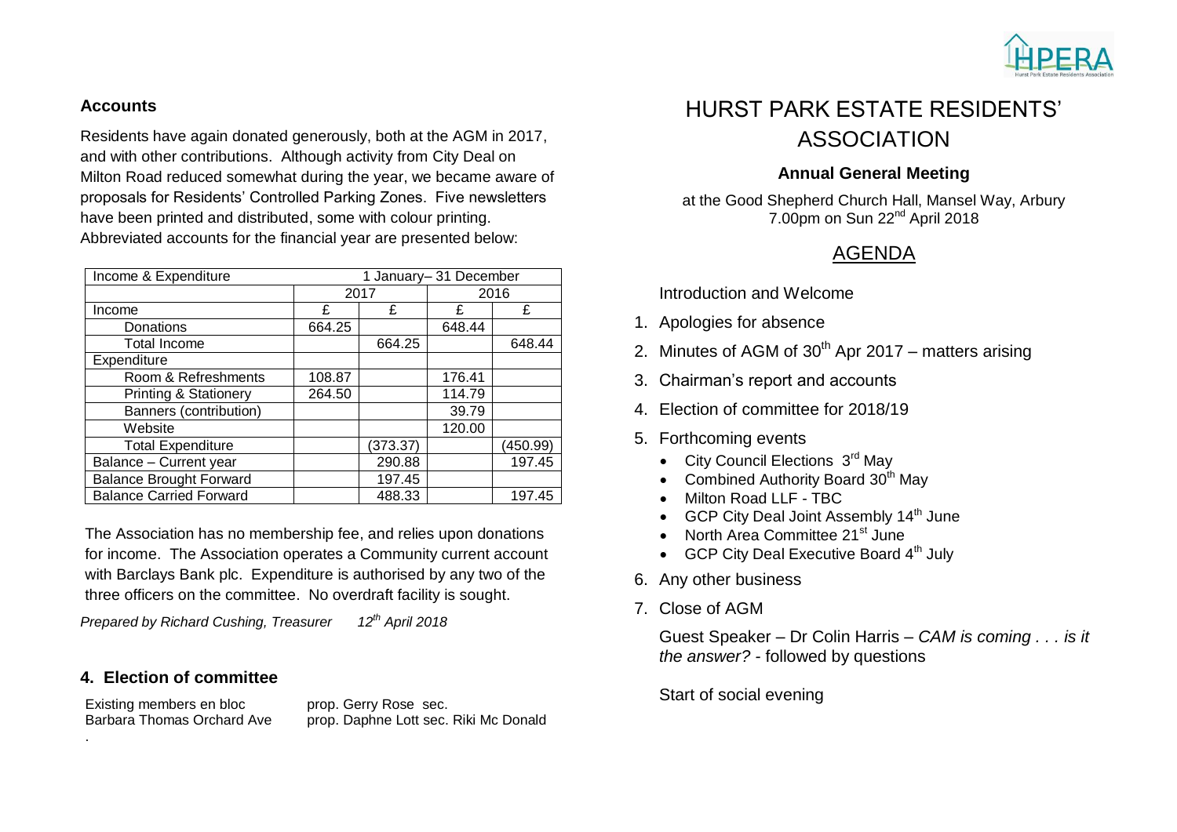## Accounts

Residents have again donated generously, both at the AGM in 2017, and with other contributions. Although activity from City Deal on Milton Road reduced somewhat during the year, we became aware of proposals for Residents' Controlled Parking Zones. Five newsletters have been printed and distributed, some with colour printing. Abbreviated accounts for the financial year are presented below:

| Income & Expenditure | 1 January– 31 December | | | |
|---|---|---|---|---|
| | 2017 | | 2016 | |
| Income | £ | £ | £ | £ |
| Donations | 664.25 | | 648.44 | |
| Total Income | | 664.25 | | 648.44 |
| Expenditure | | | | |
| Room & Refreshments | 108.87 | | 176.41 | |
| Printing & Stationery | 264.50 | | 114.79 | |
| Banners (contribution) | | | 39.79 | |
| Website | | | 120.00 | |
| Total Expenditure | | (373.37) | | (450.99) |
| Balance – Current year | | 290.88 | | 197.45 |
| Balance Brought Forward | | 197.45 | | |
| Balance Carried Forward | | 488.33 | | 197.45 |

The Association has no membership fee, and relies upon donations for income. The Association operates a Community current account with Barclays Bank plc. Expenditure is authorised by any two of the three officers on the committee. No overdraft facility is sought.

*Prepared by Richard Cushing, Treasurer 12th April 2018*

### 4. Election of committee

Existing members en bloc — prop. Gerry Rose sec.
Barbara Thomas Orchard Ave — prop. Daphne Lott sec. Riki Mc Donald

.

# HURST PARK ESTATE RESIDENTS' ASSOCIATION

### Annual General Meeting

at the Good Shepherd Church Hall, Mansel Way, Arbury
7.00pm on Sun 22nd April 2018

## AGENDA

Introduction and Welcome

1. Apologies for absence
2. Minutes of AGM of 30th Apr 2017 – matters arising
3. Chairman's report and accounts
4. Election of committee for 2018/19
5. Forthcoming events
   - City Council Elections 3rd May
   - Combined Authority Board 30th May
   - Milton Road LLF - TBC
   - GCP City Deal Joint Assembly 14th June
   - North Area Committee 21st June
   - GCP City Deal Executive Board 4th July
6. Any other business
7. Close of AGM

Guest Speaker – Dr Colin Harris – *CAM is coming . . . is it the answer?* - followed by questions

Start of social evening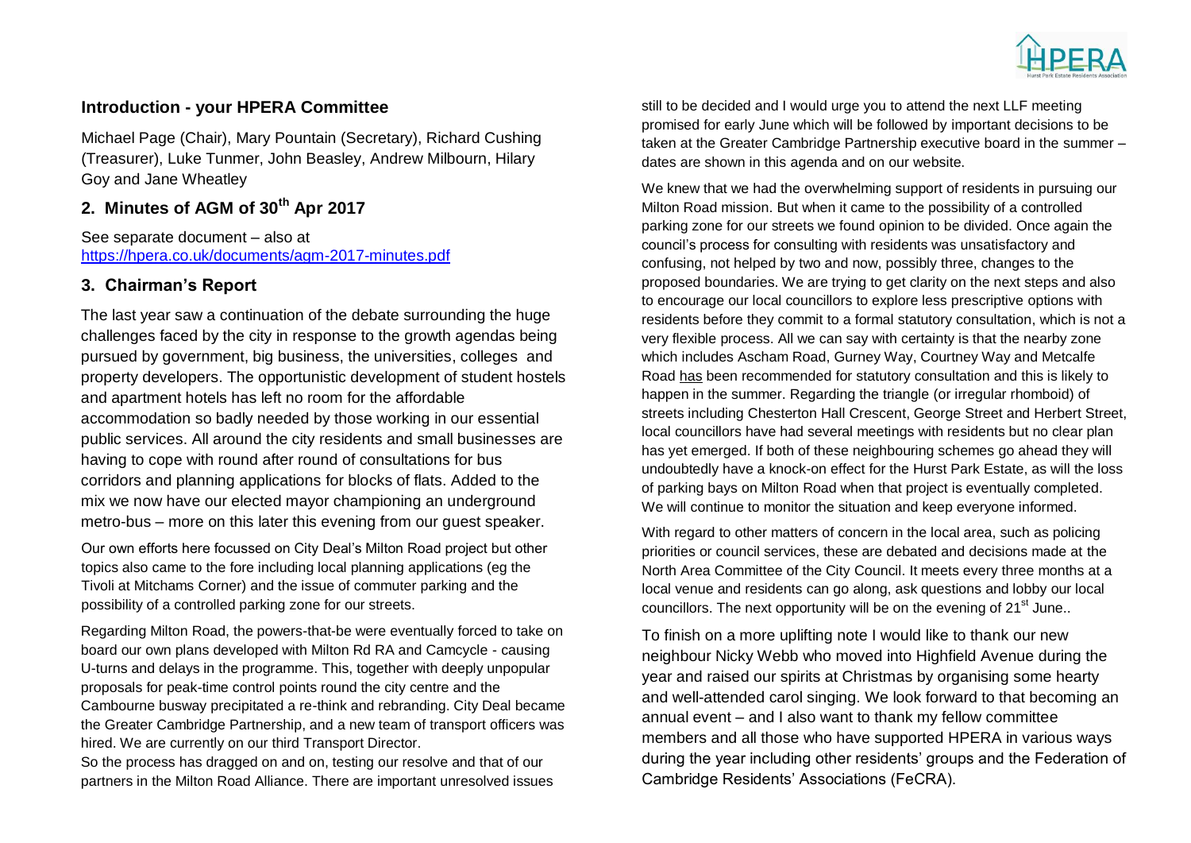## Introduction - your HPERA Committee

Michael Page (Chair), Mary Pountain (Secretary), Richard Cushing (Treasurer), Luke Tunmer, John Beasley, Andrew Milbourn, Hilary Goy and Jane Wheatley

## 2. Minutes of AGM of 30th Apr 2017

See separate document – also at https://hpera.co.uk/documents/agm-2017-minutes.pdf

## 3. Chairman's Report

The last year saw a continuation of the debate surrounding the huge challenges faced by the city in response to the growth agendas being pursued by government, big business, the universities, colleges and property developers. The opportunistic development of student hostels and apartment hotels has left no room for the affordable accommodation so badly needed by those working in our essential public services. All around the city residents and small businesses are having to cope with round after round of consultations for bus corridors and planning applications for blocks of flats. Added to the mix we now have our elected mayor championing an underground metro-bus – more on this later this evening from our guest speaker.

Our own efforts here focussed on City Deal's Milton Road project but other topics also came to the fore including local planning applications (eg the Tivoli at Mitchams Corner) and the issue of commuter parking and the possibility of a controlled parking zone for our streets.

Regarding Milton Road, the powers-that-be were eventually forced to take on board our own plans developed with Milton Rd RA and Camcycle - causing U-turns and delays in the programme. This, together with deeply unpopular proposals for peak-time control points round the city centre and the Cambourne busway precipitated a re-think and rebranding. City Deal became the Greater Cambridge Partnership, and a new team of transport officers was hired. We are currently on our third Transport Director.

So the process has dragged on and on, testing our resolve and that of our partners in the Milton Road Alliance. There are important unresolved issues still to be decided and I would urge you to attend the next LLF meeting promised for early June which will be followed by important decisions to be taken at the Greater Cambridge Partnership executive board in the summer – dates are shown in this agenda and on our website.

We knew that we had the overwhelming support of residents in pursuing our Milton Road mission. But when it came to the possibility of a controlled parking zone for our streets we found opinion to be divided. Once again the council's process for consulting with residents was unsatisfactory and confusing, not helped by two and now, possibly three, changes to the proposed boundaries. We are trying to get clarity on the next steps and also to encourage our local councillors to explore less prescriptive options with residents before they commit to a formal statutory consultation, which is not a very flexible process. All we can say with certainty is that the nearby zone which includes Ascham Road, Gurney Way, Courtney Way and Metcalfe Road has been recommended for statutory consultation and this is likely to happen in the summer. Regarding the triangle (or irregular rhomboid) of streets including Chesterton Hall Crescent, George Street and Herbert Street, local councillors have had several meetings with residents but no clear plan has yet emerged. If both of these neighbouring schemes go ahead they will undoubtedly have a knock-on effect for the Hurst Park Estate, as will the loss of parking bays on Milton Road when that project is eventually completed. We will continue to monitor the situation and keep everyone informed.

With regard to other matters of concern in the local area, such as policing priorities or council services, these are debated and decisions made at the North Area Committee of the City Council. It meets every three months at a local venue and residents can go along, ask questions and lobby our local councillors. The next opportunity will be on the evening of 21st June..

To finish on a more uplifting note I would like to thank our new neighbour Nicky Webb who moved into Highfield Avenue during the year and raised our spirits at Christmas by organising some hearty and well-attended carol singing. We look forward to that becoming an annual event – and I also want to thank my fellow committee members and all those who have supported HPERA in various ways during the year including other residents' groups and the Federation of Cambridge Residents' Associations (FeCRA).